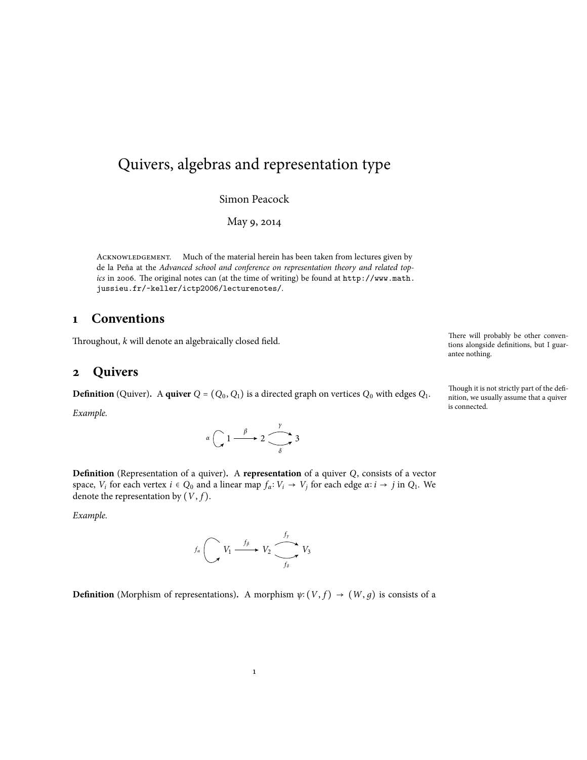# Quivers, algebras and representation type

Simon Peacock

May 9, 2014

Acknowledgement. Much of the material herein has been taken from lectures given by de la Peña at the *Advanced school and conference on representation theory and related topics* in 2006. The original notes can (at the time of writing) be found at `http://www.math.jussieu.fr/~keller/ictp2006/lecturenotes/`.

## 1 Conventions

Throughout, $k$ will denote an algebraically closed field.

There will probably be other conventions alongside definitions, but I guarantee nothing.

## 2 Quivers

**Definition** (Quiver)**.** A **quiver** $Q = (Q_0, Q_1)$ is a directed graph on vertices $Q_0$ with edges $Q_1$.

Though it is not strictly part of the definition, we usually assume that a quiver is connected.

*Example.*

$$\alpha \circlearrowleft 1 \xrightarrow{\beta} 2 \underset{\delta}{\overset{\gamma}{\rightrightarrows}} 3$$

**Definition** (Representation of a quiver)**.** A **representation** of a quiver $Q$, consists of a vector space, $V_i$ for each vertex $i \in Q_0$ and a linear map $f_\alpha \colon V_i \to V_j$ for each edge $\alpha \colon i \to j$ in $Q_1$. We denote the representation by $(V, f)$.

*Example.*

$$f_\alpha \circlearrowleft V_1 \xrightarrow{f_\beta} V_2 \underset{f_\delta}{\overset{f_\gamma}{\rightrightarrows}} V_3$$

**Definition** (Morphism of representations)**.** A morphism $\psi \colon (V, f) \to (W, g)$ is consists of a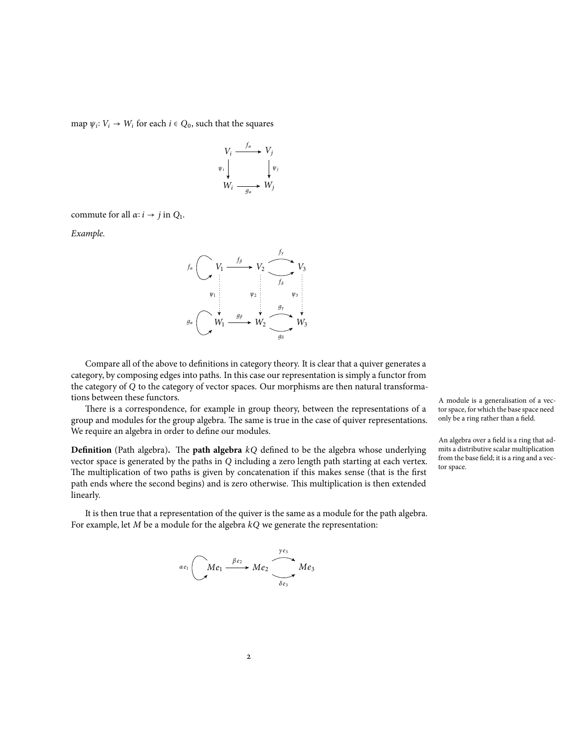map $\psi_i \colon V_i \to W_i$ for each $i \in Q_0$, such that the squares

$$\begin{array}{ccc} V_i & \xrightarrow{f_\alpha} & V_j \\ \psi_i \downarrow & & \downarrow \psi_j \\ W_i & \xrightarrow[g_\alpha]{} & W_j \end{array}$$

commute for all $\alpha \colon i \to j$ in $Q_1$.

*Example.*

$$\begin{array}{ccccc} f_\alpha \circlearrowleft V_1 & \xrightarrow{f_\beta} & V_2 & \overset{f_\gamma}{\underset{f_\delta}{\rightrightarrows}} & V_3 \\ \psi_1 \vdots & & \psi_2 \vdots & & \psi_3 \vdots \\ g_\alpha \circlearrowleft W_1 & \xrightarrow{g_\beta} & W_2 & \overset{g_\gamma}{\underset{g_\delta}{\rightrightarrows}} & W_3 \end{array}$$

Compare all of the above to definitions in category theory. It is clear that a quiver generates a category, by composing edges into paths. In this case our representation is simply a functor from the category of $Q$ to the category of vector spaces. Our morphisms are then natural transformations between these functors.

There is a correspondence, for example in group theory, between the representations of a group and modules for the group algebra. The same is true in the case of quiver representations. We require an algebra in order to define our modules.

A module is a generalisation of a vector space, for which the base space need only be a ring rather than a field.

An algebra over a field is a ring that admits a distributive scalar multiplication from the base field; it is a ring and a vector space.

**Definition** (Path algebra)**.** The **path algebra** $kQ$ defined to be the algebra whose underlying vector space is generated by the paths in $Q$ including a zero length path starting at each vertex. The multiplication of two paths is given by concatenation if this makes sense (that is the first path ends where the second begins) and is zero otherwise. This multiplication is then extended linearly.

It is then true that a representation of the quiver is the same as a module for the path algebra. For example, let $M$ be a module for the algebra $kQ$ we generate the representation:

$$\alpha e_1 \circlearrowleft Me_1 \xrightarrow{\beta e_2} Me_2 \overset{\gamma e_3}{\underset{\delta e_3}{\rightrightarrows}} Me_3$$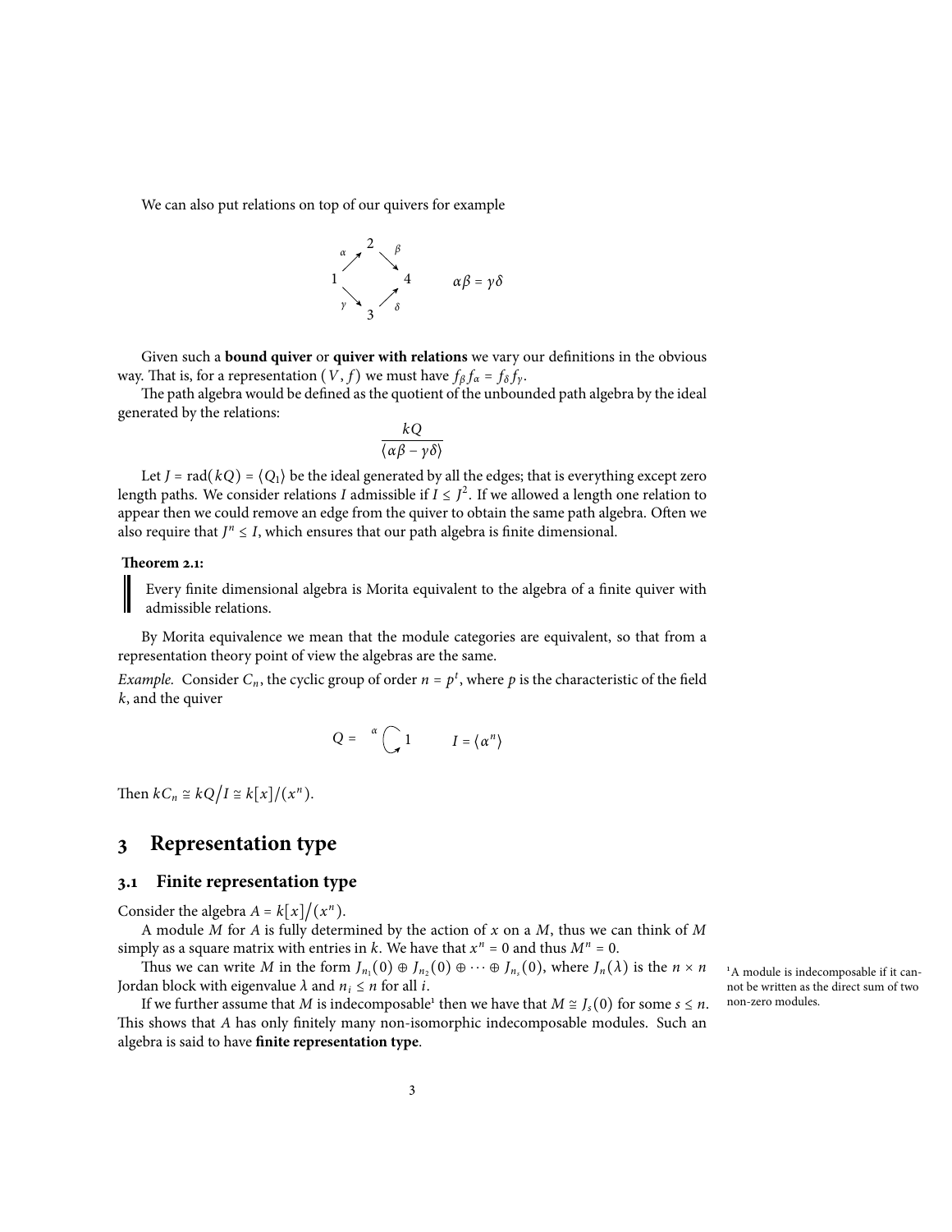We can also put relations on top of our quivers for example

$$\begin{array}{ccccc} & & 2 & & \\ & {}^{\alpha}\nearrow & & \searrow^{\beta} & \\ 1 & & & & 4 \\ & {}_{\gamma}\searrow & & \nearrow_{\delta} & \\ & & 3 & & \end{array} \qquad \alpha\beta = \gamma\delta$$

Given such a **bound quiver** or **quiver with relations** we vary our definitions in the obvious way. That is, for a representation $(V, f)$ we must have $f_\beta f_\alpha = f_\delta f_\gamma$.

The path algebra would be defined as the quotient of the unbounded path algebra by the ideal generated by the relations:

$$\frac{kQ}{\langle \alpha\beta - \gamma\delta \rangle}$$

Let $J = \mathrm{rad}(kQ) = \langle Q_1 \rangle$ be the ideal generated by all the edges; that is everything except zero length paths. We consider relations $I$ admissible if $I \leq J^2$. If we allowed a length one relation to appear then we could remove an edge from the quiver to obtain the same path algebra. Often we also require that $J^n \leq I$, which ensures that our path algebra is finite dimensional.

**Theorem 2.1:**

> Every finite dimensional algebra is Morita equivalent to the algebra of a finite quiver with admissible relations.

By Morita equivalence we mean that the module categories are equivalent, so that from a representation theory point of view the algebras are the same.

*Example.* Consider $C_n$, the cyclic group of order $n = p^t$, where $p$ is the characteristic of the field $k$, and the quiver

$$Q = {}^{\alpha}\circlearrowright 1 \qquad I = \langle \alpha^n \rangle$$

Then $kC_n \cong kQ/I \cong k[x]/(x^n)$.

# 3 Representation type

## 3.1 Finite representation type

Consider the algebra $A = k[x]/(x^n)$.

A module $M$ for $A$ is fully determined by the action of $x$ on a $M$, thus we can think of $M$ simply as a square matrix with entries in $k$. We have that $x^n = 0$ and thus $M^n = 0$.

Thus we can write $M$ in the form $J_{n_1}(0) \oplus J_{n_2}(0) \oplus \cdots \oplus J_{n_s}(0)$, where $J_n(\lambda)$ is the $n \times n$ Jordan block with eigenvalue $\lambda$ and $n_i \leq n$ for all $i$.

If we further assume that $M$ is indecomposable[1] then we have that $M \cong J_s(0)$ for some $s \leq n$. This shows that $A$ has only finitely many non-isomorphic indecomposable modules. Such an algebra is said to have **finite representation type**.

[1] A module is indecomposable if it cannot be written as the direct sum of two non-zero modules.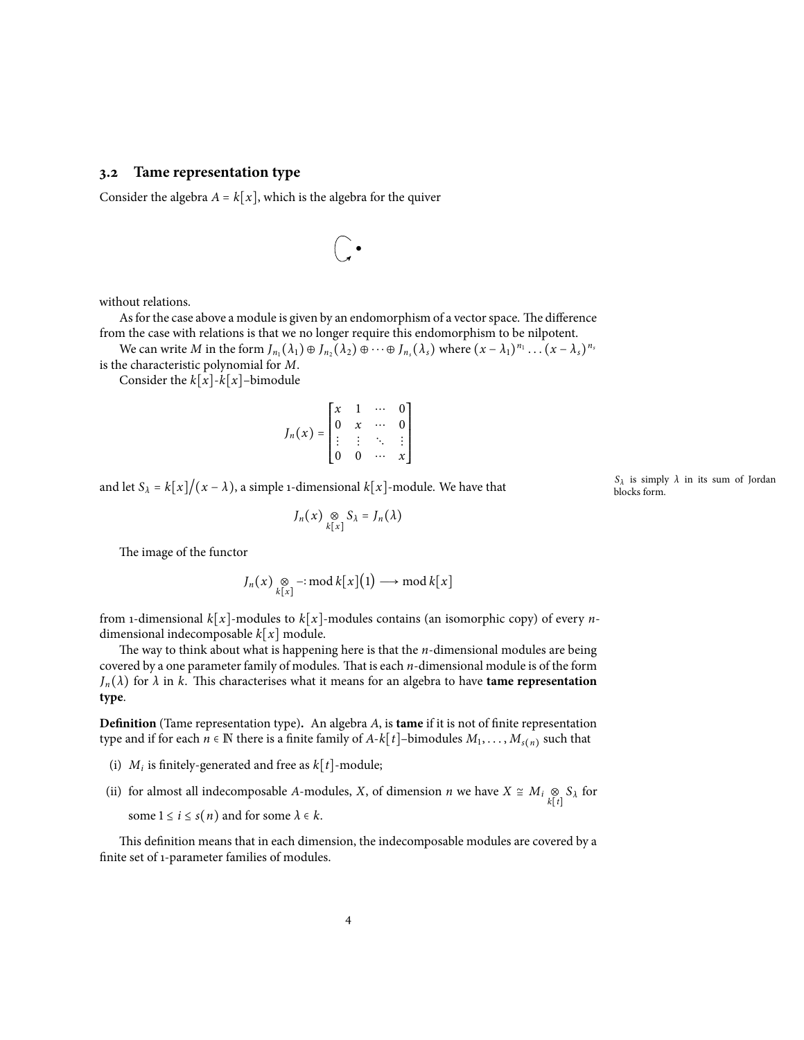### 3.2 Tame representation type

Consider the algebra $A = k[x]$, which is the algebra for the quiver

$$\circlearrowleft \bullet$$

without relations.

As for the case above a module is given by an endomorphism of a vector space. The difference from the case with relations is that we no longer require this endomorphism to be nilpotent.

We can write $M$ in the form $J_{n_1}(\lambda_1) \oplus J_{n_2}(\lambda_2) \oplus \cdots \oplus J_{n_s}(\lambda_s)$ where $(x - \lambda_1)^{n_1} \dots (x - \lambda_s)^{n_s}$ is the characteristic polynomial for $M$.

Consider the $k[x]$-$k[x]$–bimodule

$$J_n(x) = \begin{bmatrix} x & 1 & \cdots & 0 \\ 0 & x & \cdots & 0 \\ \vdots & \vdots & \ddots & \vdots \\ 0 & 0 & \cdots & x \end{bmatrix}$$

and let $S_\lambda = k[x]/(x - \lambda)$, a simple 1-dimensional $k[x]$-module. We have that

$S_\lambda$ is simply $\lambda$ in its sum of Jordan blocks form.

$$J_n(x) \underset{k[x]}{\otimes} S_\lambda = J_n(\lambda)$$

The image of the functor

$$J_n(x) \underset{k[x]}{\otimes} -\colon \operatorname{mod} k[x](1) \longrightarrow \operatorname{mod} k[x]$$

from 1-dimensional $k[x]$-modules to $k[x]$-modules contains (an isomorphic copy) of every $n$-dimensional indecomposable $k[x]$ module.

The way to think about what is happening here is that the $n$-dimensional modules are being covered by a one parameter family of modules. That is each $n$-dimensional module is of the form $J_n(\lambda)$ for $\lambda$ in $k$. This characterises what it means for an algebra to have **tame representation type**.

**Definition** (Tame representation type)**.** An algebra $A$, is **tame** if it is not of finite representation type and if for each $n \in \mathbb{N}$ there is a finite family of $A$-$k[t]$–bimodules $M_1, \dots, M_{s(n)}$ such that

(i) $M_i$ is finitely-generated and free as $k[t]$-module;

(ii) for almost all indecomposable $A$-modules, $X$, of dimension $n$ we have $X \cong M_i \underset{k[t]}{\otimes} S_\lambda$ for some $1 \leq i \leq s(n)$ and for some $\lambda \in k$.

This definition means that in each dimension, the indecomposable modules are covered by a finite set of 1-parameter families of modules.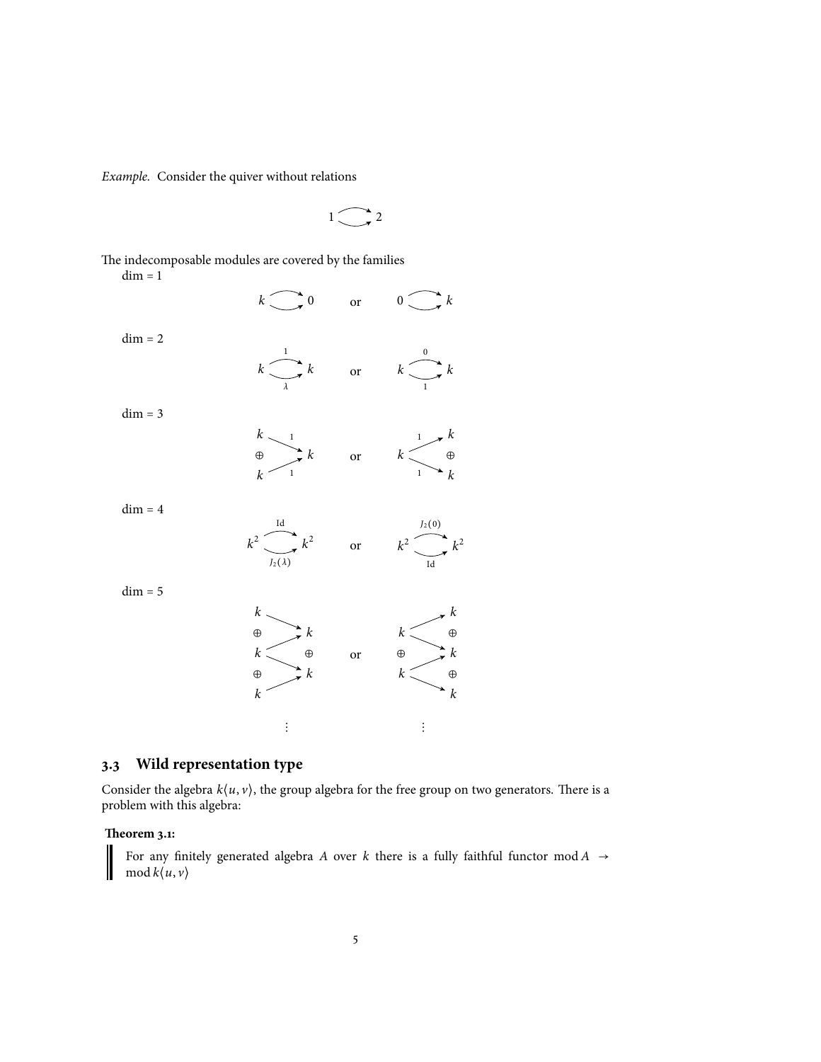*Example.* Consider the quiver without relations

$$1 \rightrightarrows 2$$

The indecomposable modules are covered by the families

dim = 1

$$k \rightrightarrows 0 \qquad \text{or} \qquad 0 \rightrightarrows k$$

dim = 2

$$k \underset{\lambda}{\overset{1}{\rightrightarrows}} k \qquad \text{or} \qquad k \underset{1}{\overset{0}{\rightrightarrows}} k$$

dim = 3

$$\begin{matrix} k \\ \oplus \\ k \end{matrix} \overset{1}{\underset{1}{\rightrightarrows}} k \qquad \text{or} \qquad k \overset{1}{\underset{1}{\rightrightarrows}} \begin{matrix} k \\ \oplus \\ k \end{matrix}$$

dim = 4

$$k^2 \underset{J_2(\lambda)}{\overset{\mathrm{Id}}{\rightrightarrows}} k^2 \qquad \text{or} \qquad k^2 \underset{\mathrm{Id}}{\overset{J_2(0)}{\rightrightarrows}} k^2$$

dim = 5

$$\begin{matrix} k \\ \oplus \\ k \\ \oplus \\ k \end{matrix} \rightrightarrows \begin{matrix} k \\ \oplus \\ k \end{matrix} \qquad \text{or} \qquad \begin{matrix} k \\ \oplus \\ k \end{matrix} \rightrightarrows \begin{matrix} k \\ \oplus \\ k \\ \oplus \\ k \end{matrix}$$

$$\vdots \qquad\qquad\qquad \vdots$$

## 3.3 Wild representation type

Consider the algebra $k\langle u, v\rangle$, the group algebra for the free group on two generators. There is a problem with this algebra:

**Theorem 3.1:**

> For any finitely generated algebra $A$ over $k$ there is a fully faithful functor $\operatorname{mod} A \to \operatorname{mod} k\langle u, v\rangle$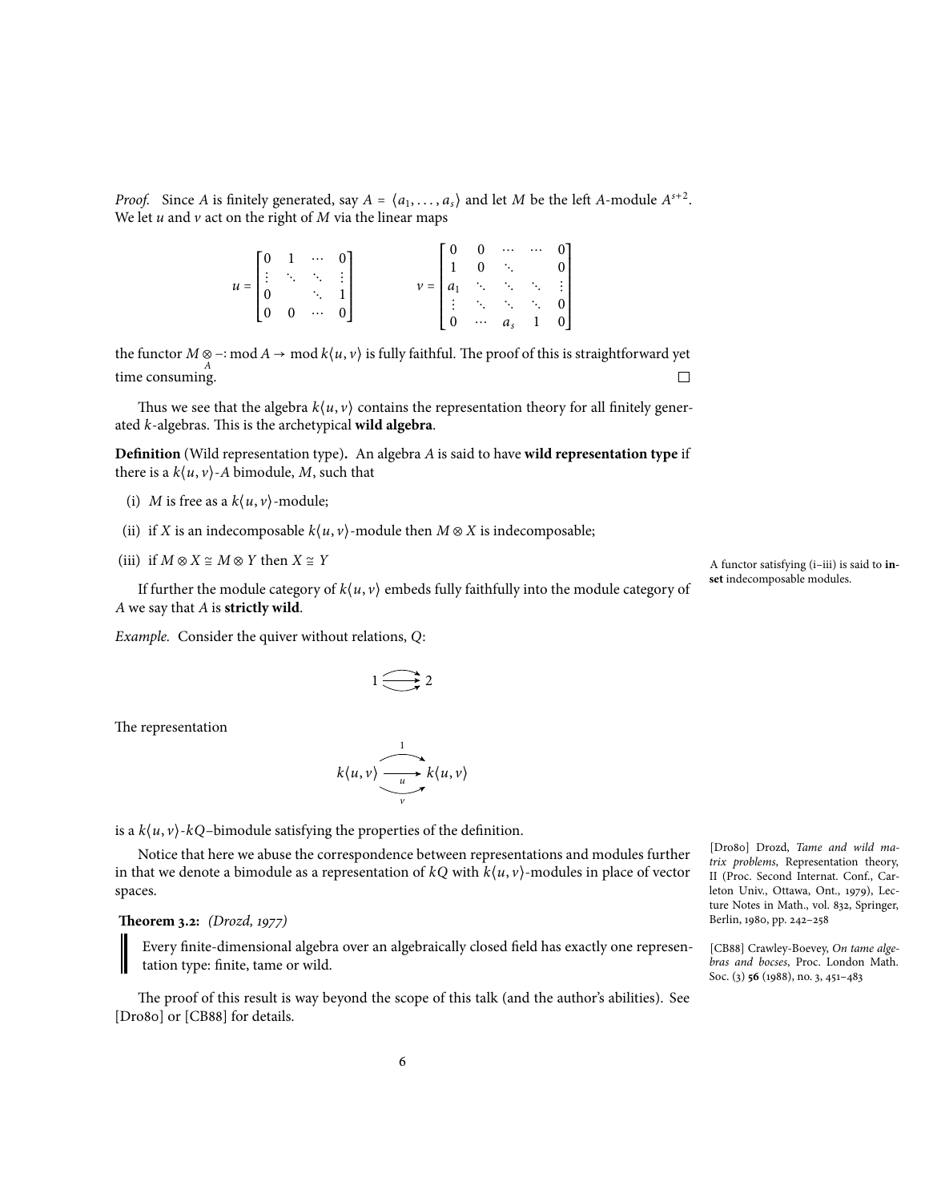*Proof.* Since $A$ is finitely generated, say $A = \langle a_1, \dots, a_s \rangle$ and let $M$ be the left $A$-module $A^{s+2}$. We let $u$ and $v$ act on the right of $M$ via the linear maps

$$u = \begin{bmatrix} 0 & 1 & \cdots & 0 \\ \vdots & \ddots & \ddots & \vdots \\ 0 & & \ddots & 1 \\ 0 & 0 & \cdots & 0 \end{bmatrix} \qquad v = \begin{bmatrix} 0 & 0 & \cdots & \cdots & 0 \\ 1 & 0 & \ddots & & 0 \\ a_1 & \ddots & \ddots & \ddots & \vdots \\ \vdots & \ddots & \ddots & \ddots & 0 \\ 0 & \cdots & a_s & 1 & 0 \end{bmatrix}$$

the functor $M \underset{A}{\otimes} -\colon \operatorname{mod} A \to \operatorname{mod} k\langle u, v\rangle$ is fully faithful. The proof of this is straightforward yet time consuming. $\square$

Thus we see that the algebra $k\langle u, v\rangle$ contains the representation theory for all finitely generated $k$-algebras. This is the archetypical **wild algebra**.

**Definition** (Wild representation type)**.** An algebra $A$ is said to have **wild representation type** if there is a $k\langle u, v\rangle$-$A$ bimodule, $M$, such that

(i) $M$ is free as a $k\langle u, v\rangle$-module;

(ii) if $X$ is an indecomposable $k\langle u, v\rangle$-module then $M \otimes X$ is indecomposable;

(iii) if $M \otimes X \cong M \otimes Y$ then $X \cong Y$

A functor satisfying (i–iii) is said to **inset** indecomposable modules.

If further the module category of $k\langle u, v\rangle$ embeds fully faithfully into the module category of $A$ we say that $A$ is **strictly wild**.

*Example.* Consider the quiver without relations, $Q$:

$$1 \rightrightarrows 2 \quad \text{(three arrows)}$$

The representation

$$k\langle u, v\rangle \xrightarrow[\;v\;]{\;1,\ u\;} k\langle u, v\rangle$$

is a $k\langle u, v\rangle$-$kQ$–bimodule satisfying the properties of the definition.

Notice that here we abuse the correspondence between representations and modules further in that we denote a bimodule as a representation of $kQ$ with $k\langle u, v\rangle$-modules in place of vector spaces.

**Theorem 3.2:** *(Drozd, 1977)*

> Every finite-dimensional algebra over an algebraically closed field has exactly one representation type: finite, tame or wild.

The proof of this result is way beyond the scope of this talk (and the author's abilities). See [Dro80] or [CB88] for details.

[Dro80] Drozd, *Tame and wild matrix problems*, Representation theory, II (Proc. Second Internat. Conf., Carleton Univ., Ottawa, Ont., 1979), Lecture Notes in Math., vol. 832, Springer, Berlin, 1980, pp. 242–258

[CB88] Crawley-Boevey, *On tame algebras and bocses*, Proc. London Math. Soc. (3) **56** (1988), no. 3, 451–483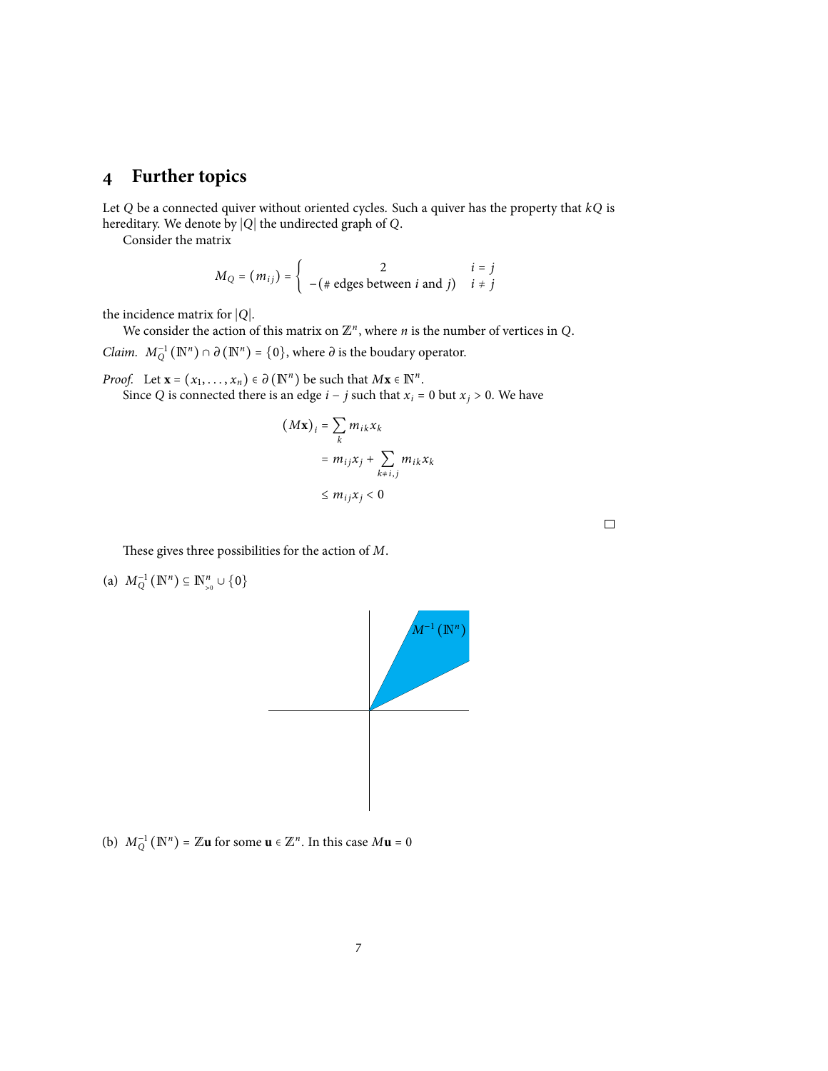# 4 Further topics

Let $Q$ be a connected quiver without oriented cycles. Such a quiver has the property that $kQ$ is hereditary. We denote by $|Q|$ the undirected graph of $Q$.

Consider the matrix

$$M_Q = (m_{ij}) = \begin{cases} 2 & i = j \\ -(\#\text{ edges between } i \text{ and } j) & i \neq j \end{cases}$$

the incidence matrix for $|Q|$.

We consider the action of this matrix on $\mathbb{Z}^n$, where $n$ is the number of vertices in $Q$.

*Claim.* $M_Q^{-1}(\mathbb{N}^n) \cap \partial(\mathbb{N}^n) = \{0\}$, where $\partial$ is the boudary operator.

*Proof.* Let $\mathbf{x} = (x_1, \ldots, x_n) \in \partial(\mathbb{N}^n)$ be such that $M\mathbf{x} \in \mathbb{N}^n$.

Since $Q$ is connected there is an edge $i - j$ such that $x_i = 0$ but $x_j > 0$. We have

$$\begin{aligned}
(M\mathbf{x})_i &= \sum_k m_{ik} x_k \\
&= m_{ij} x_j + \sum_{k \neq i,j} m_{ik} x_k \\
&\leq m_{ij} x_j < 0
\end{aligned}$$

□

These gives three possibilities for the action of $M$.

(a) $M_Q^{-1}(\mathbb{N}^n) \subseteq \mathbb{N}^n_{>0} \cup \{0\}$

$M^{-1}(\mathbb{N}^n)$

(b) $M_Q^{-1}(\mathbb{N}^n) = \mathbb{Z}\mathbf{u}$ for some $\mathbf{u} \in \mathbb{Z}^n$. In this case $M\mathbf{u} = 0$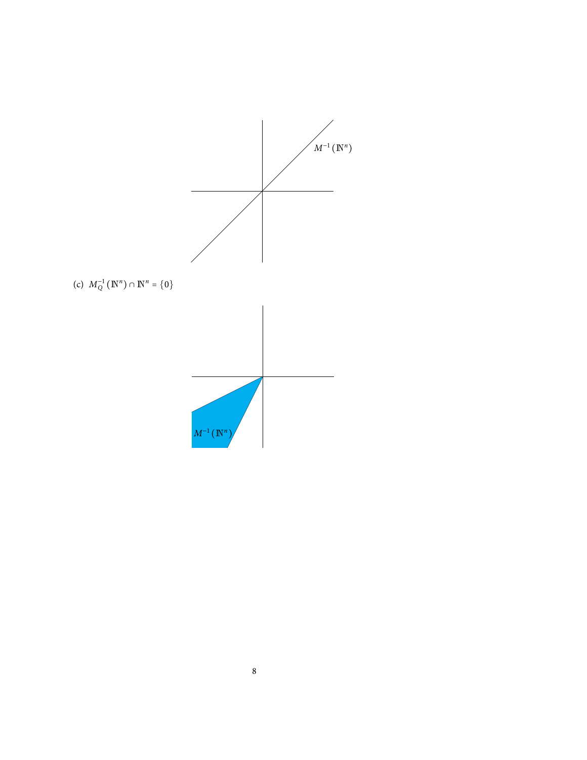$M^{-1}(\mathbb{N}^n)$

(c) $M_Q^{-1}(\mathbb{N}^n) \cap \mathbb{N}^n = \{0\}$

$M^{-1}(\mathbb{N}^n)$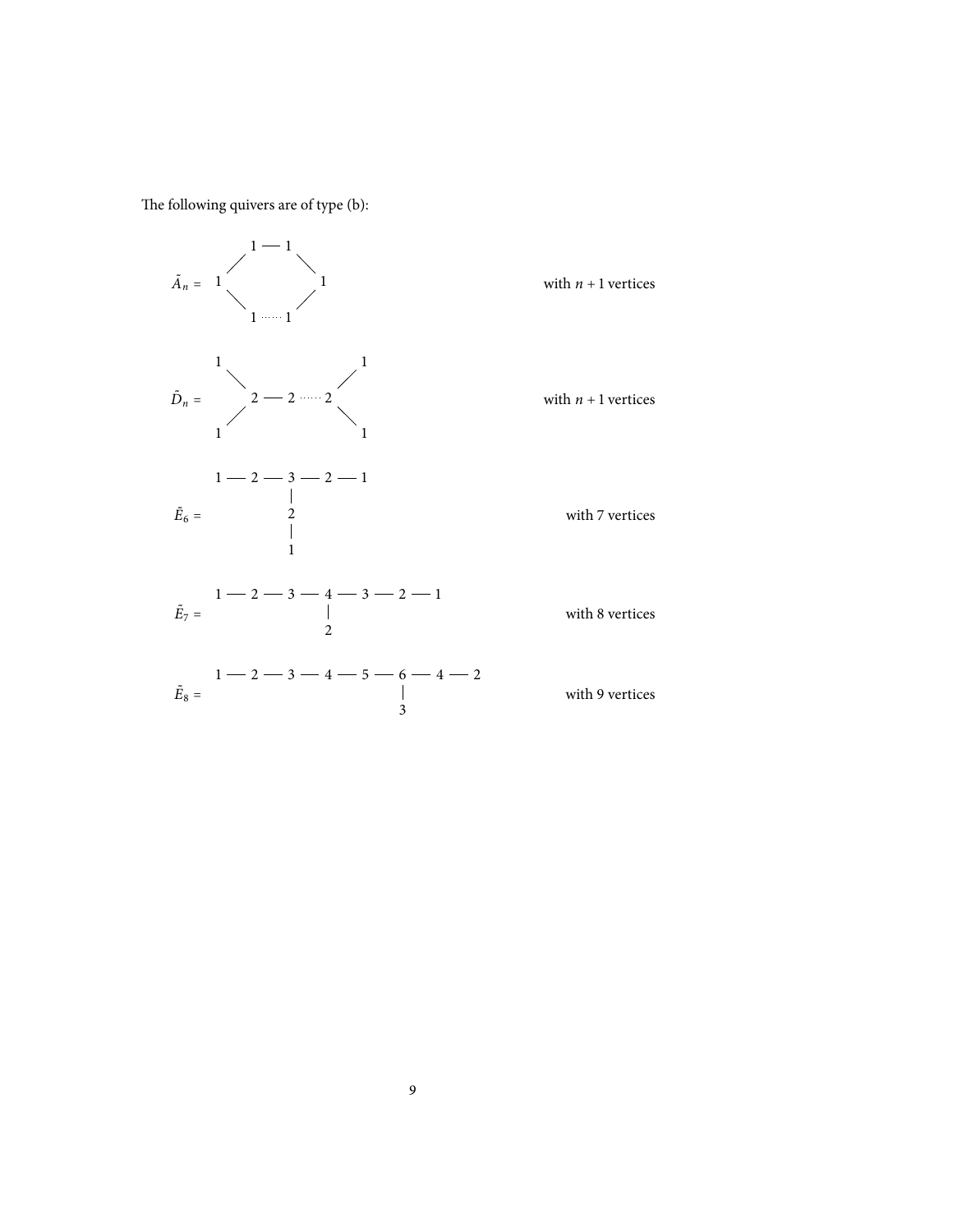The following quivers are of type (b):

```
              1 — 1
            /       \
Ã_n =    1             1                      with n + 1 vertices
            \       /
              1 ⋯⋯ 1
```

```
          1                 1
            \             /
D̃_n =        2 — 2 ⋯⋯ 2                        with n + 1 vertices
            /             \
          1                 1
```

```
          1 — 2 — 3 — 2 — 1
                  |
Ẽ_6 =             2                            with 7 vertices
                  |
                  1
```

```
          1 — 2 — 3 — 4 — 3 — 2 — 1
Ẽ_7 =                 |                        with 8 vertices
                      2
```

```
          1 — 2 — 3 — 4 — 5 — 6 — 4 — 2
Ẽ_8 =                         |                with 9 vertices
                              3
```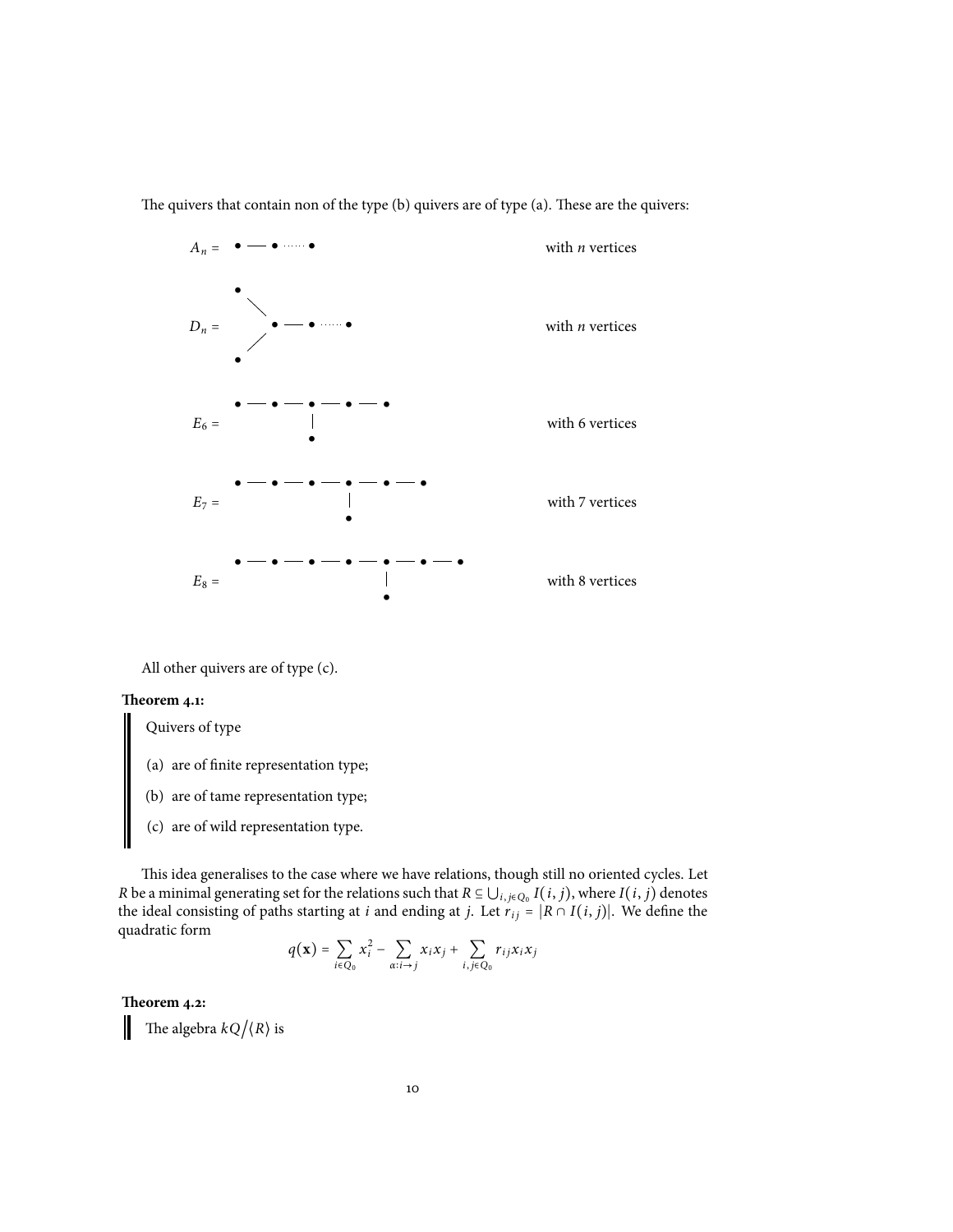The quivers that contain non of the type (b) quivers are of type (a). These are the quivers:

$A_n =$ • — • ······ • with $n$ vertices

$D_n =$ (two vertices joined to a branch vertex, followed by • — • ······ •) with $n$ vertices

$E_6 =$ • — • — • — • — • with a vertex attached below the third vertex, with 6 vertices

$E_7 =$ • — • — • — • — • — • with a vertex attached below the fourth vertex, with 7 vertices

$E_8 =$ • — • — • — • — • — • — • with a vertex attached below the fifth vertex, with 8 vertices

All other quivers are of type (c).

**Theorem 4.1:**

Quivers of type

(a) are of finite representation type;

(b) are of tame representation type;

(c) are of wild representation type.

This idea generalises to the case where we have relations, though still no oriented cycles. Let $R$ be a minimal generating set for the relations such that $R \subseteq \bigcup_{i,j \in Q_0} I(i,j)$, where $I(i,j)$ denotes the ideal consisting of paths starting at $i$ and ending at $j$. Let $r_{ij} = |R \cap I(i,j)|$. We define the quadratic form

$$q(\mathbf{x}) = \sum_{i \in Q_0} x_i^2 - \sum_{\alpha : i \to j} x_i x_j + \sum_{i,j \in Q_0} r_{ij} x_i x_j$$

**Theorem 4.2:**

The algebra $kQ/\langle R \rangle$ is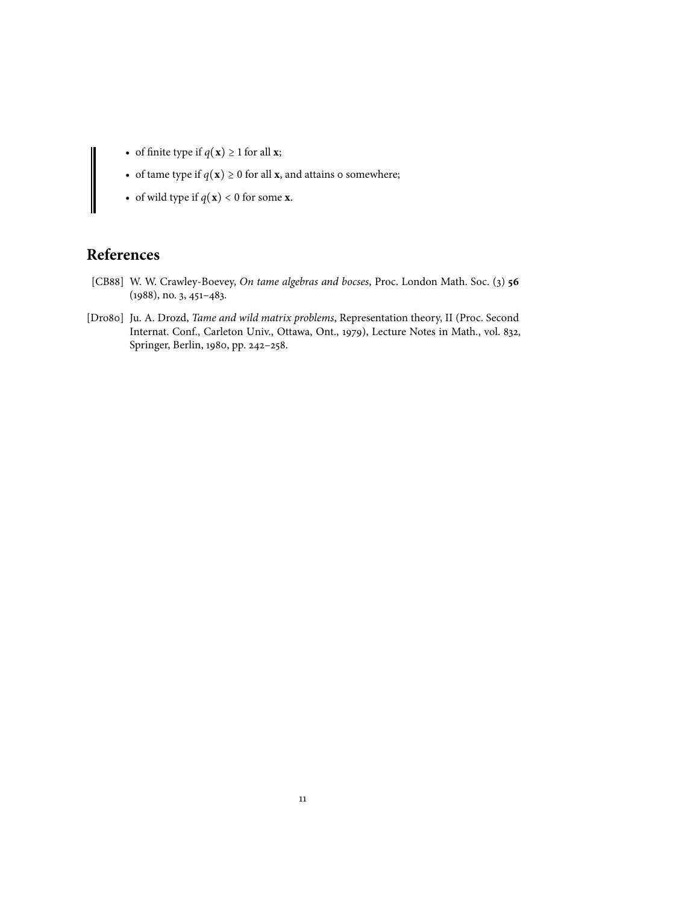- of finite type if $q(\mathbf{x}) \geq 1$ for all $\mathbf{x}$;
- of tame type if $q(\mathbf{x}) \geq 0$ for all $\mathbf{x}$, and attains 0 somewhere;
- of wild type if $q(\mathbf{x}) < 0$ for some $\mathbf{x}$.

## References

[CB88] W. W. Crawley-Boevey, *On tame algebras and bocses*, Proc. London Math. Soc. (3) **56** (1988), no. 3, 451–483.

[Dro80] Ju. A. Drozd, *Tame and wild matrix problems*, Representation theory, II (Proc. Second Internat. Conf., Carleton Univ., Ottawa, Ont., 1979), Lecture Notes in Math., vol. 832, Springer, Berlin, 1980, pp. 242–258.